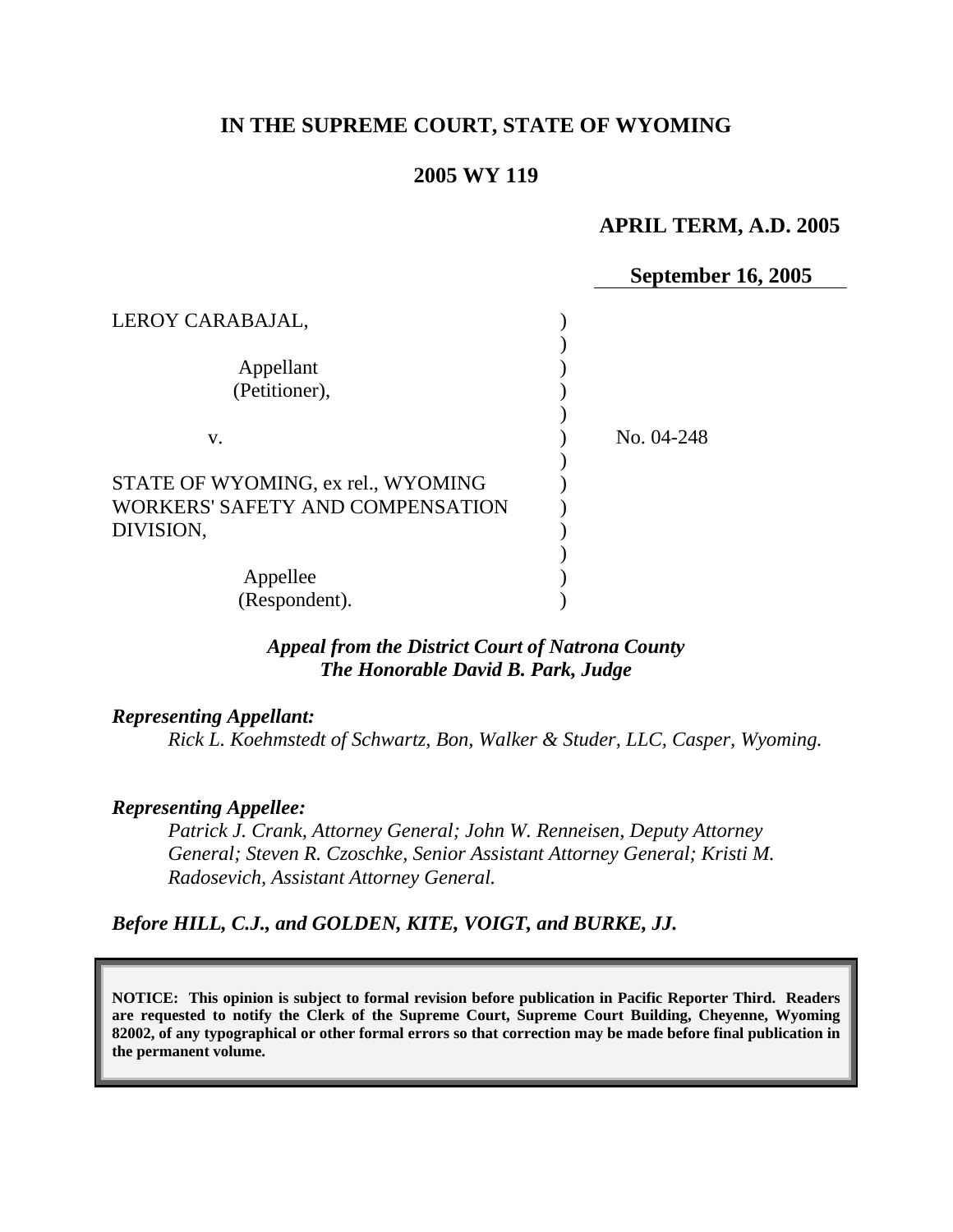# IN THE SUPREME COURT, STATE OF WYOMING

## 2005 WY 119

**APRIL TERM, A.D. 2005**

**September 16, 2005**

LEROY CARABAJAL,

Appellant
(Petitioner),

v.

No. 04-248

STATE OF WYOMING, ex rel., WYOMING WORKERS' SAFETY AND COMPENSATION DIVISION,

Appellee
(Respondent).

***Appeal from the District Court of Natrona County***
***The Honorable David B. Park, Judge***

***Representing Appellant:***

*Rick L. Koehmstedt of Schwartz, Bon, Walker & Studer, LLC, Casper, Wyoming.*

***Representing Appellee:***

*Patrick J. Crank, Attorney General; John W. Renneisen, Deputy Attorney General; Steven R. Czoschke, Senior Assistant Attorney General; Kristi M. Radosevich, Assistant Attorney General.*

***Before HILL, C.J., and GOLDEN, KITE, VOIGT, and BURKE, JJ.***

**NOTICE: This opinion is subject to formal revision before publication in Pacific Reporter Third. Readers are requested to notify the Clerk of the Supreme Court, Supreme Court Building, Cheyenne, Wyoming 82002, of any typographical or other formal errors so that correction may be made before final publication in the permanent volume.**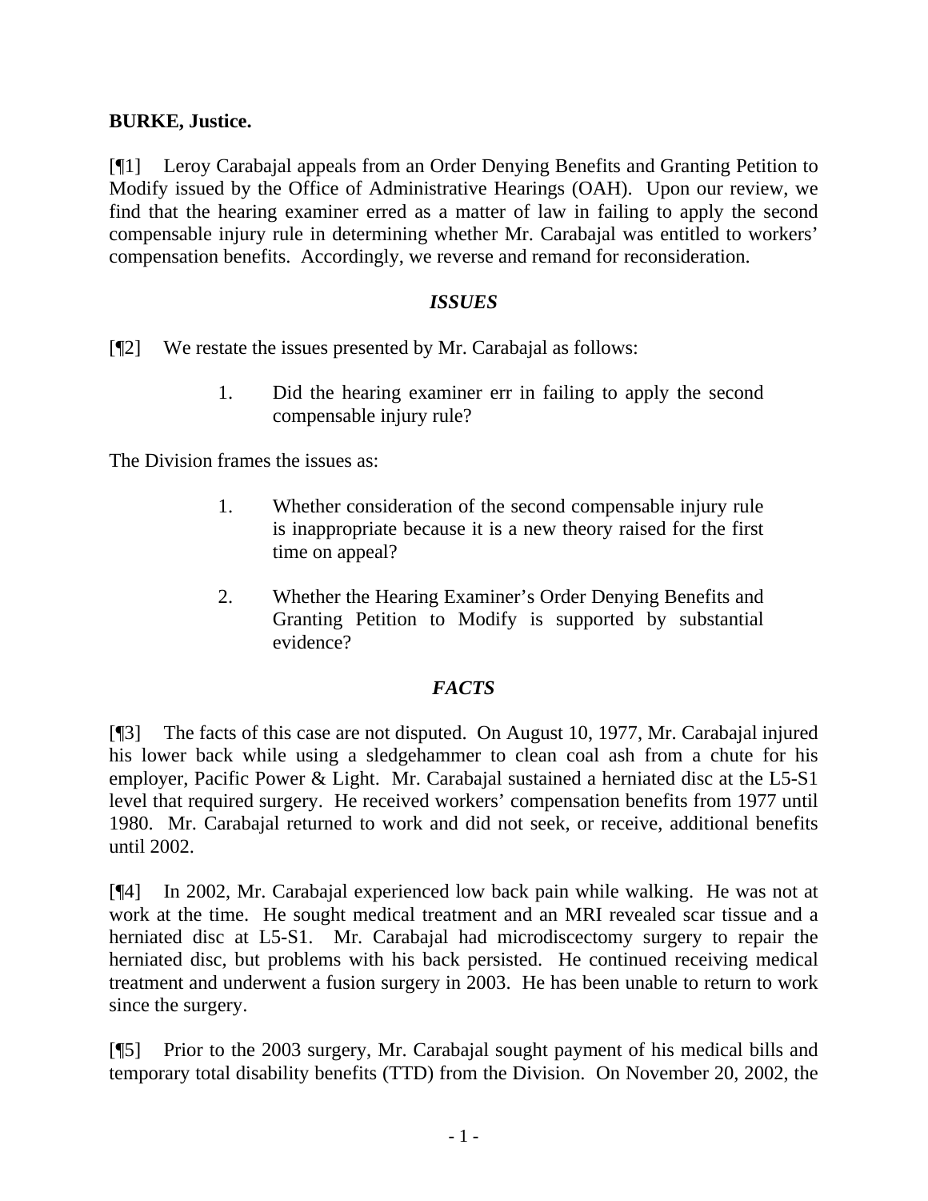**BURKE, Justice.**

[¶1] Leroy Carabajal appeals from an Order Denying Benefits and Granting Petition to Modify issued by the Office of Administrative Hearings (OAH). Upon our review, we find that the hearing examiner erred as a matter of law in failing to apply the second compensable injury rule in determining whether Mr. Carabajal was entitled to workers' compensation benefits. Accordingly, we reverse and remand for reconsideration.

### *ISSUES*

[¶2] We restate the issues presented by Mr. Carabajal as follows:

> 1. Did the hearing examiner err in failing to apply the second compensable injury rule?

The Division frames the issues as:

> 1. Whether consideration of the second compensable injury rule is inappropriate because it is a new theory raised for the first time on appeal?
>
> 2. Whether the Hearing Examiner's Order Denying Benefits and Granting Petition to Modify is supported by substantial evidence?

### *FACTS*

[¶3] The facts of this case are not disputed. On August 10, 1977, Mr. Carabajal injured his lower back while using a sledgehammer to clean coal ash from a chute for his employer, Pacific Power & Light. Mr. Carabajal sustained a herniated disc at the L5-S1 level that required surgery. He received workers' compensation benefits from 1977 until 1980. Mr. Carabajal returned to work and did not seek, or receive, additional benefits until 2002.

[¶4] In 2002, Mr. Carabajal experienced low back pain while walking. He was not at work at the time. He sought medical treatment and an MRI revealed scar tissue and a herniated disc at L5-S1. Mr. Carabajal had microdiscectomy surgery to repair the herniated disc, but problems with his back persisted. He continued receiving medical treatment and underwent a fusion surgery in 2003. He has been unable to return to work since the surgery.

[¶5] Prior to the 2003 surgery, Mr. Carabajal sought payment of his medical bills and temporary total disability benefits (TTD) from the Division. On November 20, 2002, the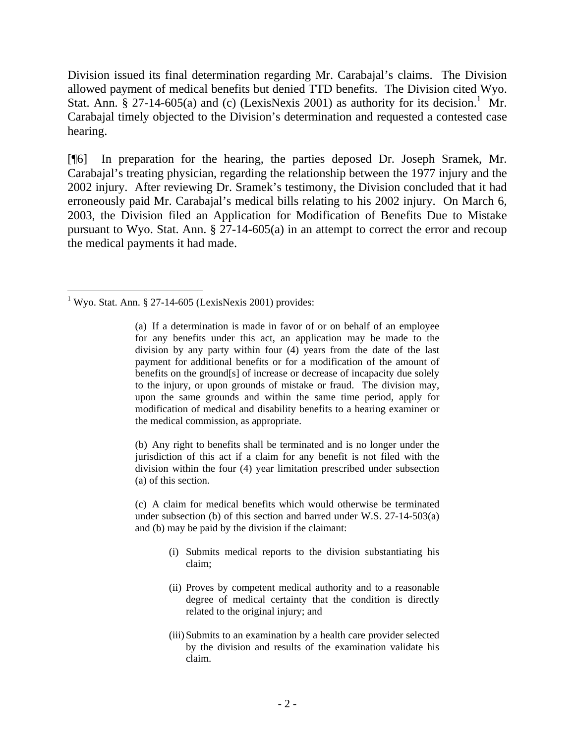Division issued its final determination regarding Mr. Carabajal's claims. The Division allowed payment of medical benefits but denied TTD benefits. The Division cited Wyo. Stat. Ann. § 27-14-605(a) and (c) (LexisNexis 2001) as authority for its decision.[1] Mr. Carabajal timely objected to the Division's determination and requested a contested case hearing.

[¶6] In preparation for the hearing, the parties deposed Dr. Joseph Sramek, Mr. Carabajal's treating physician, regarding the relationship between the 1977 injury and the 2002 injury. After reviewing Dr. Sramek's testimony, the Division concluded that it had erroneously paid Mr. Carabajal's medical bills relating to his 2002 injury. On March 6, 2003, the Division filed an Application for Modification of Benefits Due to Mistake pursuant to Wyo. Stat. Ann. § 27-14-605(a) in an attempt to correct the error and recoup the medical payments it had made.

---

[1] Wyo. Stat. Ann. § 27-14-605 (LexisNexis 2001) provides:

> (a) If a determination is made in favor of or on behalf of an employee for any benefits under this act, an application may be made to the division by any party within four (4) years from the date of the last payment for additional benefits or for a modification of the amount of benefits on the ground[s] of increase or decrease of incapacity due solely to the injury, or upon grounds of mistake or fraud. The division may, upon the same grounds and within the same time period, apply for modification of medical and disability benefits to a hearing examiner or the medical commission, as appropriate.
>
> (b) Any right to benefits shall be terminated and is no longer under the jurisdiction of this act if a claim for any benefit is not filed with the division within the four (4) year limitation prescribed under subsection (a) of this section.
>
> (c) A claim for medical benefits which would otherwise be terminated under subsection (b) of this section and barred under W.S. 27-14-503(a) and (b) may be paid by the division if the claimant:
>
> (i) Submits medical reports to the division substantiating his claim;
>
> (ii) Proves by competent medical authority and to a reasonable degree of medical certainty that the condition is directly related to the original injury; and
>
> (iii) Submits to an examination by a health care provider selected by the division and results of the examination validate his claim.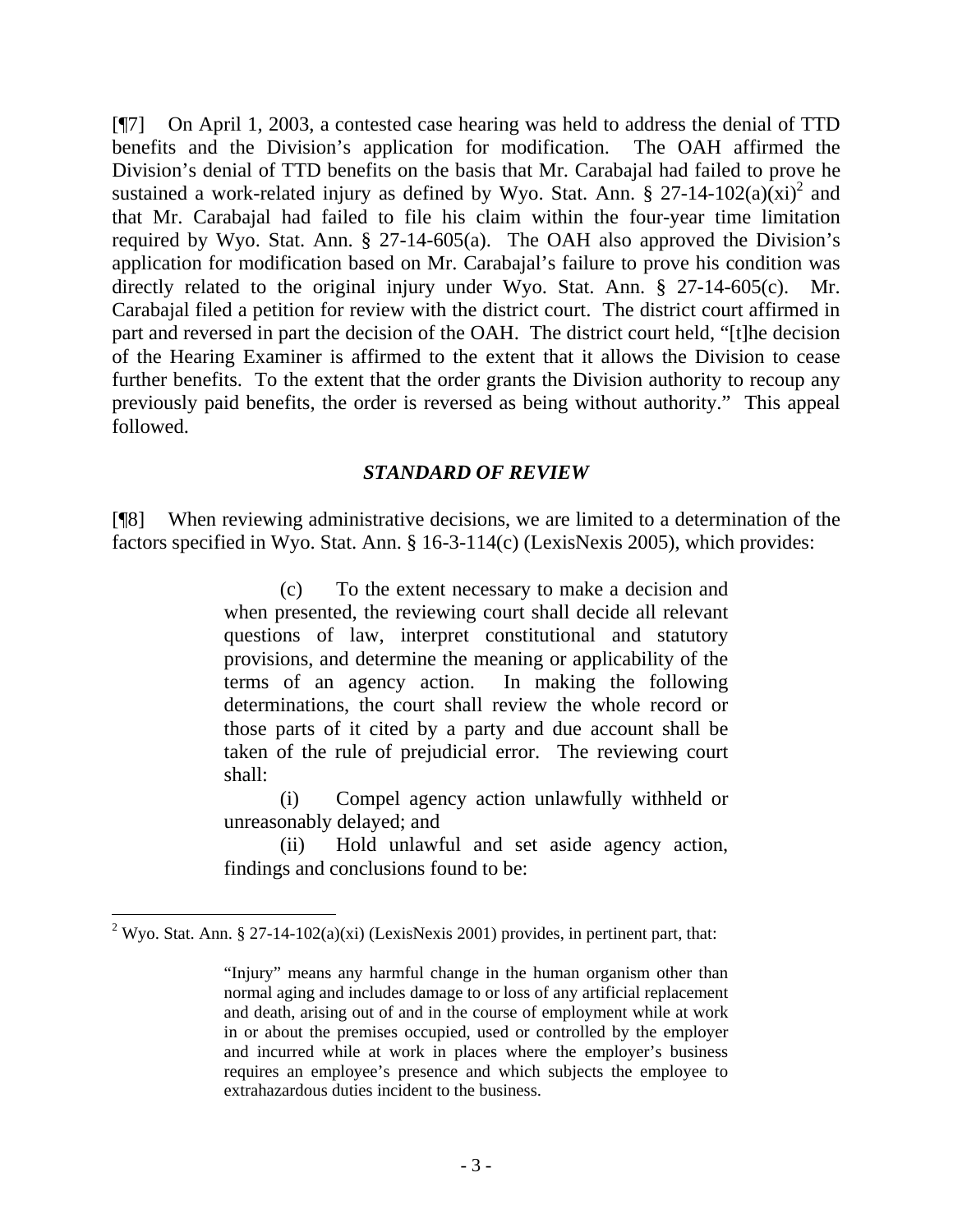[¶7] On April 1, 2003, a contested case hearing was held to address the denial of TTD benefits and the Division's application for modification. The OAH affirmed the Division's denial of TTD benefits on the basis that Mr. Carabajal had failed to prove he sustained a work-related injury as defined by Wyo. Stat. Ann. § 27-14-102(a)(xi)[2] and that Mr. Carabajal had failed to file his claim within the four-year time limitation required by Wyo. Stat. Ann. § 27-14-605(a). The OAH also approved the Division's application for modification based on Mr. Carabajal's failure to prove his condition was directly related to the original injury under Wyo. Stat. Ann. § 27-14-605(c). Mr. Carabajal filed a petition for review with the district court. The district court affirmed in part and reversed in part the decision of the OAH. The district court held, "[t]he decision of the Hearing Examiner is affirmed to the extent that it allows the Division to cease further benefits. To the extent that the order grants the Division authority to recoup any previously paid benefits, the order is reversed as being without authority." This appeal followed.

### *STANDARD OF REVIEW*

[¶8] When reviewing administrative decisions, we are limited to a determination of the factors specified in Wyo. Stat. Ann. § 16-3-114(c) (LexisNexis 2005), which provides:

> (c) To the extent necessary to make a decision and when presented, the reviewing court shall decide all relevant questions of law, interpret constitutional and statutory provisions, and determine the meaning or applicability of the terms of an agency action. In making the following determinations, the court shall review the whole record or those parts of it cited by a party and due account shall be taken of the rule of prejudicial error. The reviewing court shall:
>
> (i) Compel agency action unlawfully withheld or unreasonably delayed; and
>
> (ii) Hold unlawful and set aside agency action, findings and conclusions found to be:

---

[2] Wyo. Stat. Ann. § 27-14-102(a)(xi) (LexisNexis 2001) provides, in pertinent part, that:

> "Injury" means any harmful change in the human organism other than normal aging and includes damage to or loss of any artificial replacement and death, arising out of and in the course of employment while at work in or about the premises occupied, used or controlled by the employer and incurred while at work in places where the employer's business requires an employee's presence and which subjects the employee to extrahazardous duties incident to the business.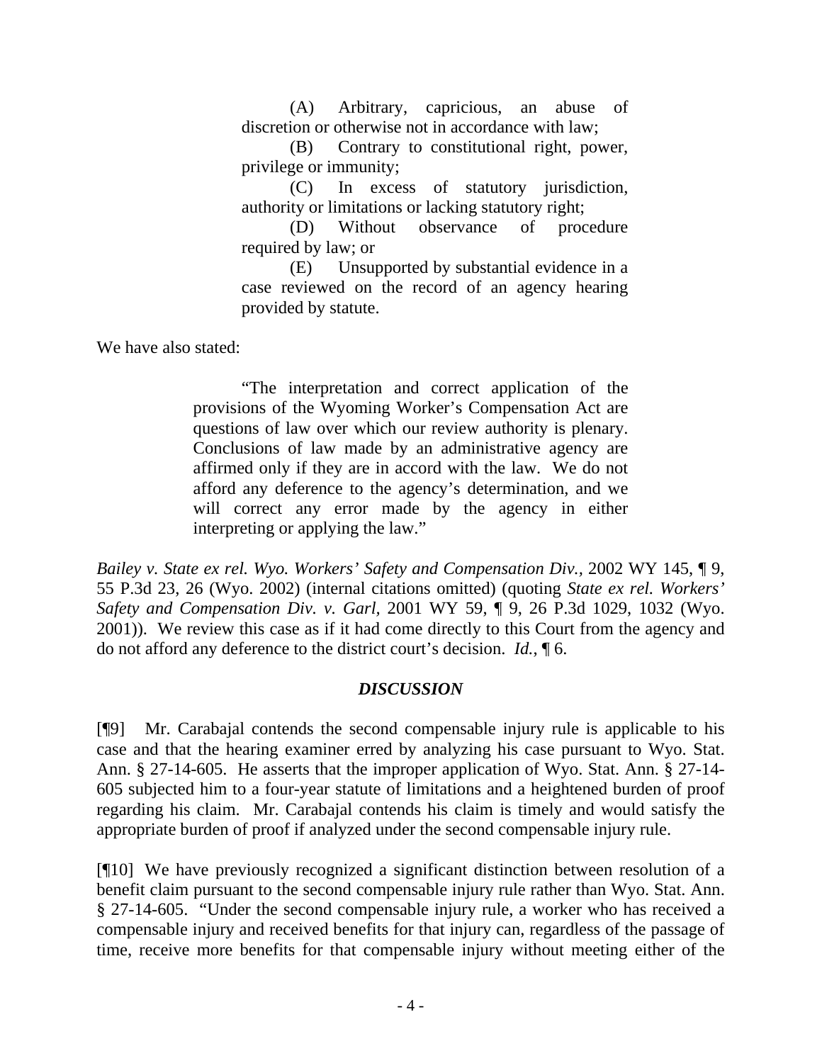> (A) Arbitrary, capricious, an abuse of discretion or otherwise not in accordance with law;
>
> (B) Contrary to constitutional right, power, privilege or immunity;
>
> (C) In excess of statutory jurisdiction, authority or limitations or lacking statutory right;
>
> (D) Without observance of procedure required by law; or
>
> (E) Unsupported by substantial evidence in a case reviewed on the record of an agency hearing provided by statute.

We have also stated:

> "The interpretation and correct application of the provisions of the Wyoming Worker's Compensation Act are questions of law over which our review authority is plenary. Conclusions of law made by an administrative agency are affirmed only if they are in accord with the law. We do not afford any deference to the agency's determination, and we will correct any error made by the agency in either interpreting or applying the law."

*Bailey v. State ex rel. Wyo. Workers' Safety and Compensation Div.*, 2002 WY 145, ¶ 9, 55 P.3d 23, 26 (Wyo. 2002) (internal citations omitted) (quoting *State ex rel. Workers' Safety and Compensation Div. v. Garl*, 2001 WY 59, ¶ 9, 26 P.3d 1029, 1032 (Wyo. 2001)). We review this case as if it had come directly to this Court from the agency and do not afford any deference to the district court's decision. *Id.*, ¶ 6.

## *DISCUSSION*

[¶9] Mr. Carabajal contends the second compensable injury rule is applicable to his case and that the hearing examiner erred by analyzing his case pursuant to Wyo. Stat. Ann. § 27-14-605. He asserts that the improper application of Wyo. Stat. Ann. § 27-14-605 subjected him to a four-year statute of limitations and a heightened burden of proof regarding his claim. Mr. Carabajal contends his claim is timely and would satisfy the appropriate burden of proof if analyzed under the second compensable injury rule.

[¶10] We have previously recognized a significant distinction between resolution of a benefit claim pursuant to the second compensable injury rule rather than Wyo. Stat. Ann. § 27-14-605. "Under the second compensable injury rule, a worker who has received a compensable injury and received benefits for that injury can, regardless of the passage of time, receive more benefits for that compensable injury without meeting either of the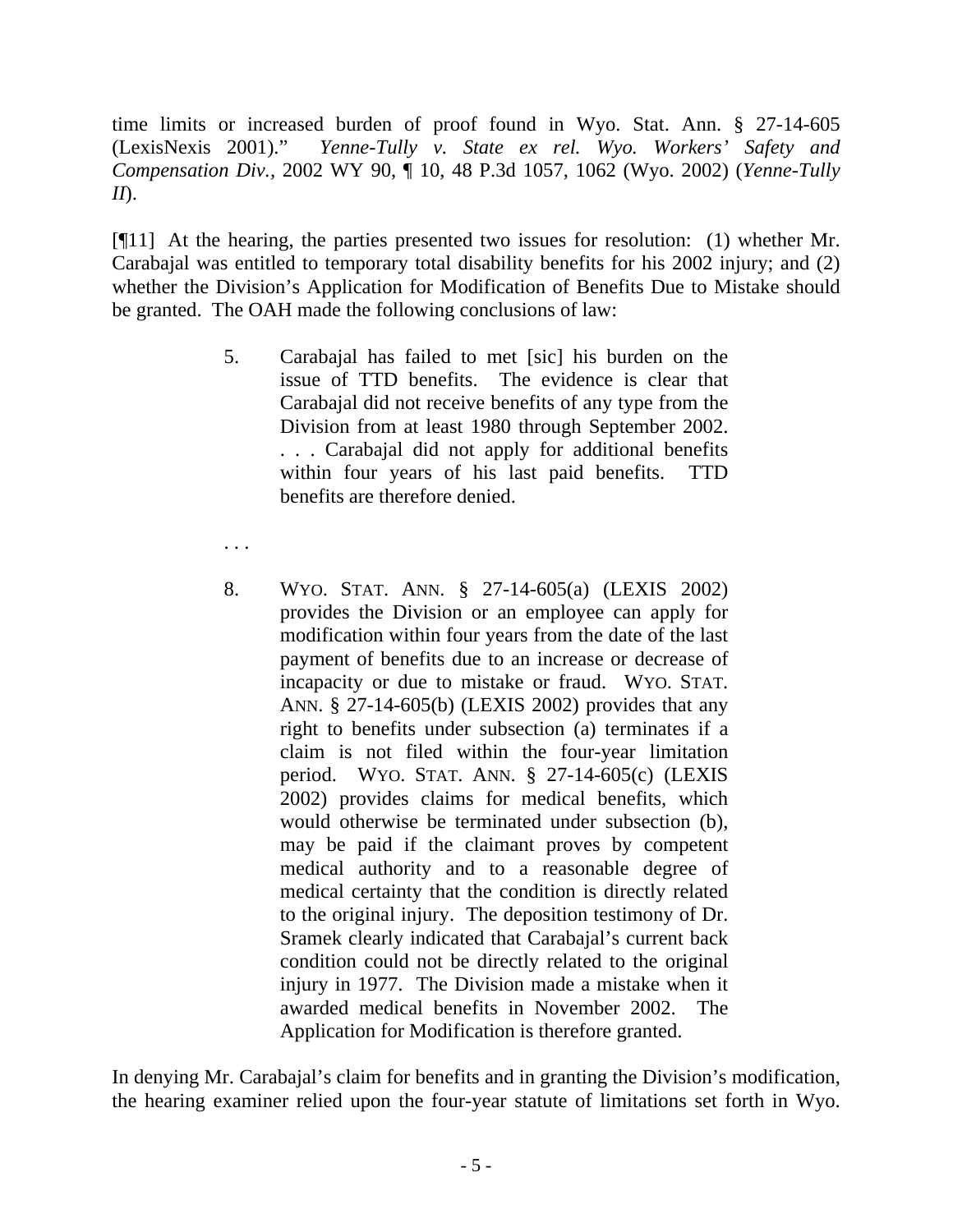time limits or increased burden of proof found in Wyo. Stat. Ann. § 27-14-605 (LexisNexis 2001)." *Yenne-Tully v. State ex rel. Wyo. Workers' Safety and Compensation Div.,* 2002 WY 90, ¶ 10, 48 P.3d 1057, 1062 (Wyo. 2002) (*Yenne-Tully II*).

[¶11] At the hearing, the parties presented two issues for resolution: (1) whether Mr. Carabajal was entitled to temporary total disability benefits for his 2002 injury; and (2) whether the Division's Application for Modification of Benefits Due to Mistake should be granted. The OAH made the following conclusions of law:

> 5. Carabajal has failed to met [sic] his burden on the issue of TTD benefits. The evidence is clear that Carabajal did not receive benefits of any type from the Division from at least 1980 through September 2002. . . . Carabajal did not apply for additional benefits within four years of his last paid benefits. TTD benefits are therefore denied.
>
> . . .
>
> 8. WYO. STAT. ANN. § 27-14-605(a) (LEXIS 2002) provides the Division or an employee can apply for modification within four years from the date of the last payment of benefits due to an increase or decrease of incapacity or due to mistake or fraud. WYO. STAT. ANN. § 27-14-605(b) (LEXIS 2002) provides that any right to benefits under subsection (a) terminates if a claim is not filed within the four-year limitation period. WYO. STAT. ANN. § 27-14-605(c) (LEXIS 2002) provides claims for medical benefits, which would otherwise be terminated under subsection (b), may be paid if the claimant proves by competent medical authority and to a reasonable degree of medical certainty that the condition is directly related to the original injury. The deposition testimony of Dr. Sramek clearly indicated that Carabajal's current back condition could not be directly related to the original injury in 1977. The Division made a mistake when it awarded medical benefits in November 2002. The Application for Modification is therefore granted.

In denying Mr. Carabajal's claim for benefits and in granting the Division's modification, the hearing examiner relied upon the four-year statute of limitations set forth in Wyo.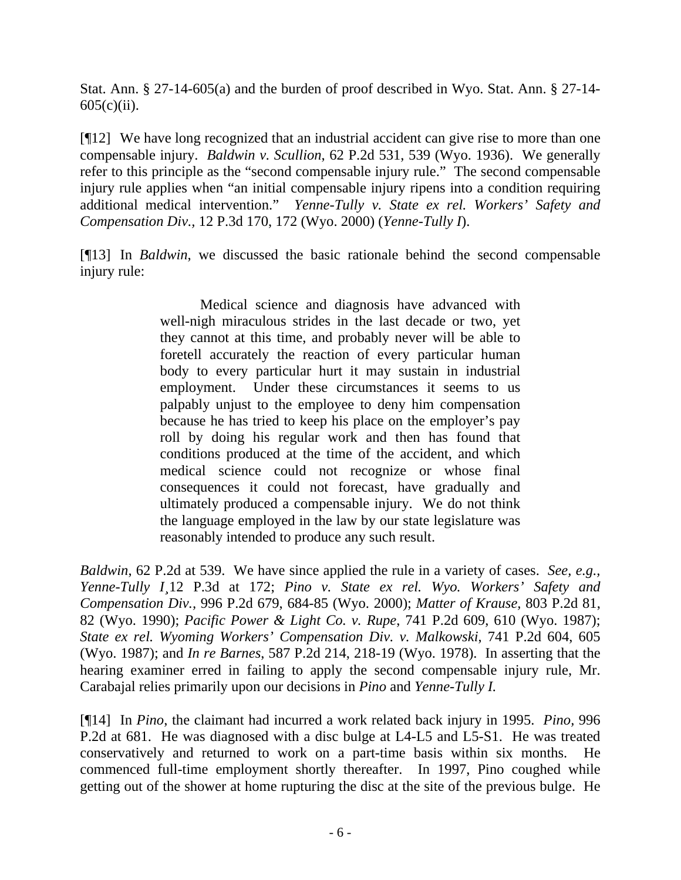Stat. Ann. § 27-14-605(a) and the burden of proof described in Wyo. Stat. Ann. § 27-14-605(c)(ii).

[¶12] We have long recognized that an industrial accident can give rise to more than one compensable injury. *Baldwin v. Scullion*, 62 P.2d 531, 539 (Wyo. 1936). We generally refer to this principle as the "second compensable injury rule." The second compensable injury rule applies when "an initial compensable injury ripens into a condition requiring additional medical intervention." *Yenne-Tully v. State ex rel. Workers' Safety and Compensation Div.*, 12 P.3d 170, 172 (Wyo. 2000) (*Yenne-Tully I*).

[¶13] In *Baldwin*, we discussed the basic rationale behind the second compensable injury rule:

> Medical science and diagnosis have advanced with well-nigh miraculous strides in the last decade or two, yet they cannot at this time, and probably never will be able to foretell accurately the reaction of every particular human body to every particular hurt it may sustain in industrial employment. Under these circumstances it seems to us palpably unjust to the employee to deny him compensation because he has tried to keep his place on the employer's pay roll by doing his regular work and then has found that conditions produced at the time of the accident, and which medical science could not recognize or whose final consequences it could not forecast, have gradually and ultimately produced a compensable injury. We do not think the language employed in the law by our state legislature was reasonably intended to produce any such result.

*Baldwin*, 62 P.2d at 539. We have since applied the rule in a variety of cases. *See, e.g.*, *Yenne-Tully I*¸12 P.3d at 172; *Pino v. State ex rel. Wyo. Workers' Safety and Compensation Div.*, 996 P.2d 679, 684-85 (Wyo. 2000); *Matter of Krause*, 803 P.2d 81, 82 (Wyo. 1990); *Pacific Power & Light Co. v. Rupe*, 741 P.2d 609, 610 (Wyo. 1987); *State ex rel. Wyoming Workers' Compensation Div. v. Malkowski*, 741 P.2d 604, 605 (Wyo. 1987); and *In re Barnes*, 587 P.2d 214, 218-19 (Wyo. 1978). In asserting that the hearing examiner erred in failing to apply the second compensable injury rule, Mr. Carabajal relies primarily upon our decisions in *Pino* and *Yenne-Tully I.*

[¶14] In *Pino*, the claimant had incurred a work related back injury in 1995. *Pino*, 996 P.2d at 681. He was diagnosed with a disc bulge at L4-L5 and L5-S1. He was treated conservatively and returned to work on a part-time basis within six months. He commenced full-time employment shortly thereafter. In 1997, Pino coughed while getting out of the shower at home rupturing the disc at the site of the previous bulge. He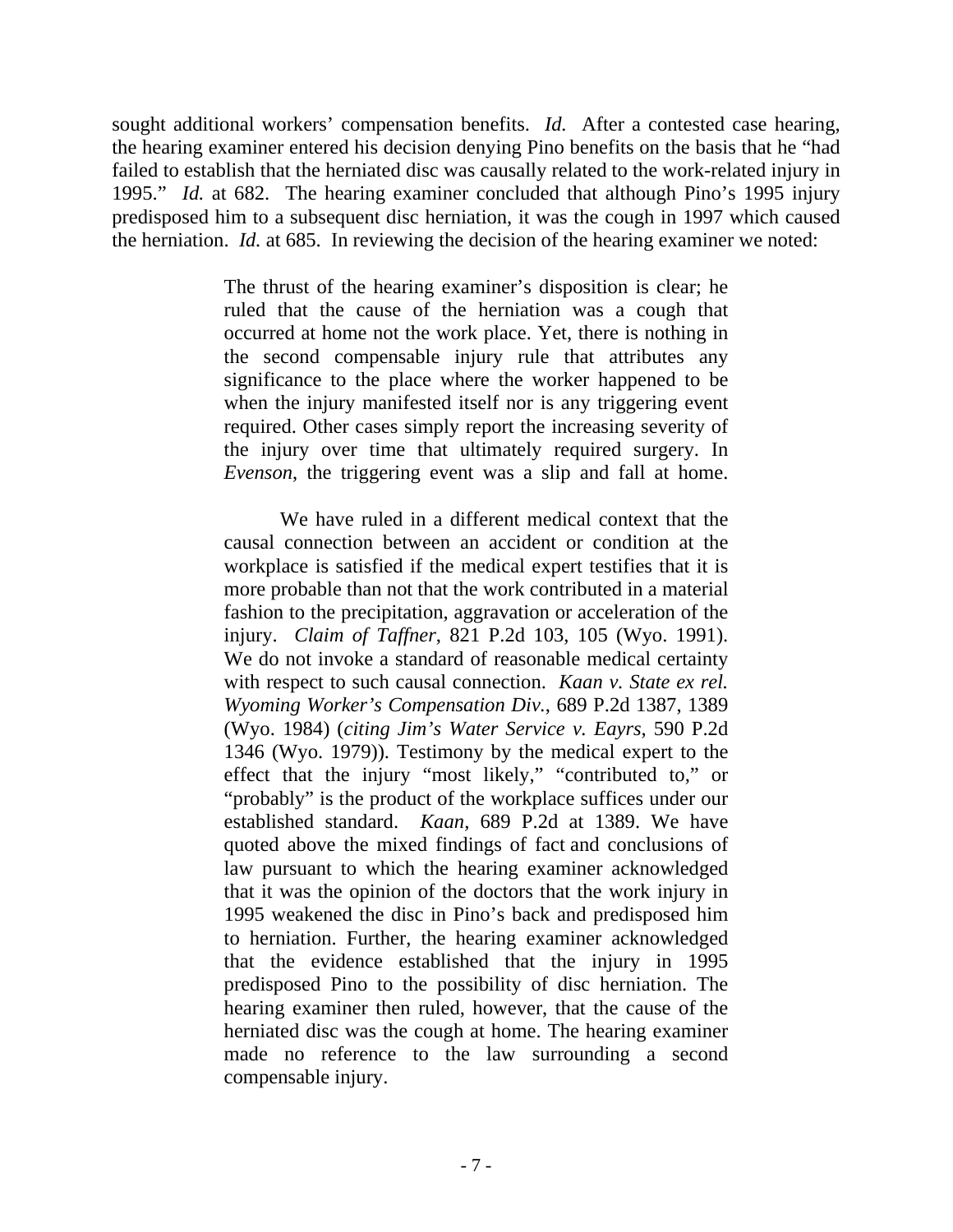sought additional workers' compensation benefits. *Id.* After a contested case hearing, the hearing examiner entered his decision denying Pino benefits on the basis that he "had failed to establish that the herniated disc was causally related to the work-related injury in 1995." *Id.* at 682. The hearing examiner concluded that although Pino's 1995 injury predisposed him to a subsequent disc herniation, it was the cough in 1997 which caused the herniation. *Id.* at 685. In reviewing the decision of the hearing examiner we noted:

> The thrust of the hearing examiner's disposition is clear; he ruled that the cause of the herniation was a cough that occurred at home not the work place. Yet, there is nothing in the second compensable injury rule that attributes any significance to the place where the worker happened to be when the injury manifested itself nor is any triggering event required. Other cases simply report the increasing severity of the injury over time that ultimately required surgery. In *Evenson*, the triggering event was a slip and fall at home.
>
> We have ruled in a different medical context that the causal connection between an accident or condition at the workplace is satisfied if the medical expert testifies that it is more probable than not that the work contributed in a material fashion to the precipitation, aggravation or acceleration of the injury. *Claim of Taffner*, 821 P.2d 103, 105 (Wyo. 1991). We do not invoke a standard of reasonable medical certainty with respect to such causal connection. *Kaan v. State ex rel. Wyoming Worker's Compensation Div.*, 689 P.2d 1387, 1389 (Wyo. 1984) (*citing Jim's Water Service v. Eayrs*, 590 P.2d 1346 (Wyo. 1979)). Testimony by the medical expert to the effect that the injury "most likely," "contributed to," or "probably" is the product of the workplace suffices under our established standard. *Kaan*, 689 P.2d at 1389. We have quoted above the mixed findings of fact and conclusions of law pursuant to which the hearing examiner acknowledged that it was the opinion of the doctors that the work injury in 1995 weakened the disc in Pino's back and predisposed him to herniation. Further, the hearing examiner acknowledged that the evidence established that the injury in 1995 predisposed Pino to the possibility of disc herniation. The hearing examiner then ruled, however, that the cause of the herniated disc was the cough at home. The hearing examiner made no reference to the law surrounding a second compensable injury.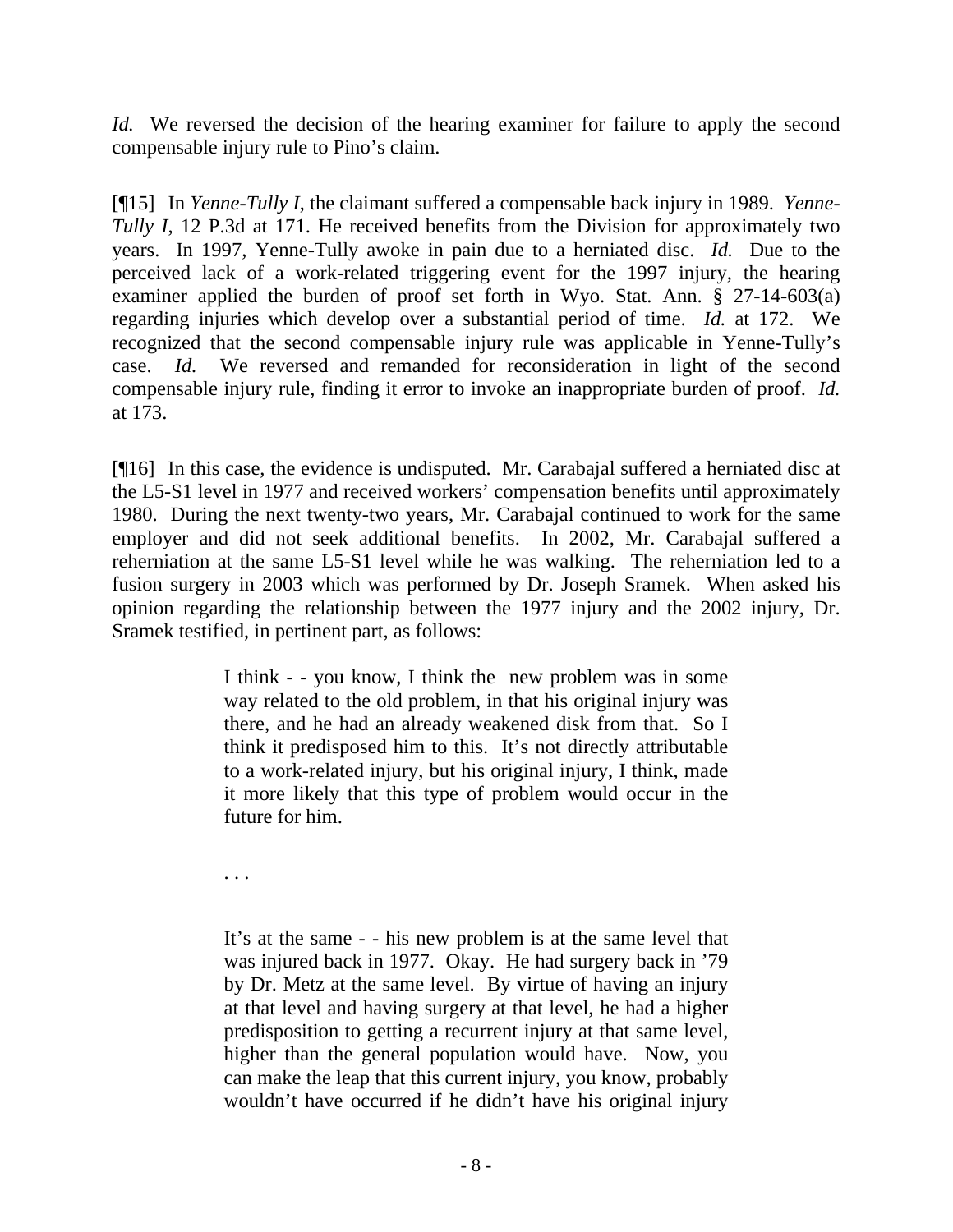*Id.* We reversed the decision of the hearing examiner for failure to apply the second compensable injury rule to Pino's claim.

[¶15] In *Yenne-Tully I*, the claimant suffered a compensable back injury in 1989. *Yenne-Tully I*, 12 P.3d at 171. He received benefits from the Division for approximately two years. In 1997, Yenne-Tully awoke in pain due to a herniated disc. *Id.* Due to the perceived lack of a work-related triggering event for the 1997 injury, the hearing examiner applied the burden of proof set forth in Wyo. Stat. Ann. § 27-14-603(a) regarding injuries which develop over a substantial period of time. *Id.* at 172. We recognized that the second compensable injury rule was applicable in Yenne-Tully's case. *Id.* We reversed and remanded for reconsideration in light of the second compensable injury rule, finding it error to invoke an inappropriate burden of proof. *Id.* at 173.

[¶16] In this case, the evidence is undisputed. Mr. Carabajal suffered a herniated disc at the L5-S1 level in 1977 and received workers' compensation benefits until approximately 1980. During the next twenty-two years, Mr. Carabajal continued to work for the same employer and did not seek additional benefits. In 2002, Mr. Carabajal suffered a reherniation at the same L5-S1 level while he was walking. The reherniation led to a fusion surgery in 2003 which was performed by Dr. Joseph Sramek. When asked his opinion regarding the relationship between the 1977 injury and the 2002 injury, Dr. Sramek testified, in pertinent part, as follows:

> I think - - you know, I think the new problem was in some way related to the old problem, in that his original injury was there, and he had an already weakened disk from that. So I think it predisposed him to this. It's not directly attributable to a work-related injury, but his original injury, I think, made it more likely that this type of problem would occur in the future for him.
>
> . . .
>
> It's at the same - - his new problem is at the same level that was injured back in 1977. Okay. He had surgery back in '79 by Dr. Metz at the same level. By virtue of having an injury at that level and having surgery at that level, he had a higher predisposition to getting a recurrent injury at that same level, higher than the general population would have. Now, you can make the leap that this current injury, you know, probably wouldn't have occurred if he didn't have his original injury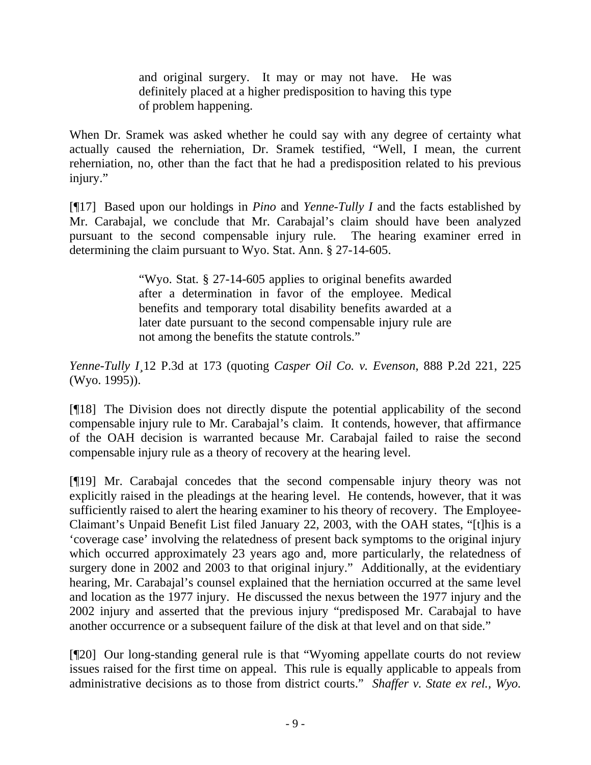> and original surgery. It may or may not have. He was definitely placed at a higher predisposition to having this type of problem happening.

When Dr. Sramek was asked whether he could say with any degree of certainty what actually caused the reherniation, Dr. Sramek testified, "Well, I mean, the current reherniation, no, other than the fact that he had a predisposition related to his previous injury."

[¶17] Based upon our holdings in *Pino* and *Yenne-Tully I* and the facts established by Mr. Carabajal, we conclude that Mr. Carabajal's claim should have been analyzed pursuant to the second compensable injury rule. The hearing examiner erred in determining the claim pursuant to Wyo. Stat. Ann. § 27-14-605.

> "Wyo. Stat. § 27-14-605 applies to original benefits awarded after a determination in favor of the employee. Medical benefits and temporary total disability benefits awarded at a later date pursuant to the second compensable injury rule are not among the benefits the statute controls."

*Yenne-Tully I*¸12 P.3d at 173 (quoting *Casper Oil Co. v. Evenson*, 888 P.2d 221, 225 (Wyo. 1995)).

[¶18] The Division does not directly dispute the potential applicability of the second compensable injury rule to Mr. Carabajal's claim. It contends, however, that affirmance of the OAH decision is warranted because Mr. Carabajal failed to raise the second compensable injury rule as a theory of recovery at the hearing level.

[¶19] Mr. Carabajal concedes that the second compensable injury theory was not explicitly raised in the pleadings at the hearing level. He contends, however, that it was sufficiently raised to alert the hearing examiner to his theory of recovery. The Employee-Claimant's Unpaid Benefit List filed January 22, 2003, with the OAH states, "[t]his is a 'coverage case' involving the relatedness of present back symptoms to the original injury which occurred approximately 23 years ago and, more particularly, the relatedness of surgery done in 2002 and 2003 to that original injury." Additionally, at the evidentiary hearing, Mr. Carabajal's counsel explained that the herniation occurred at the same level and location as the 1977 injury. He discussed the nexus between the 1977 injury and the 2002 injury and asserted that the previous injury "predisposed Mr. Carabajal to have another occurrence or a subsequent failure of the disk at that level and on that side."

[¶20] Our long-standing general rule is that "Wyoming appellate courts do not review issues raised for the first time on appeal. This rule is equally applicable to appeals from administrative decisions as to those from district courts." *Shaffer v. State ex rel., Wyo.*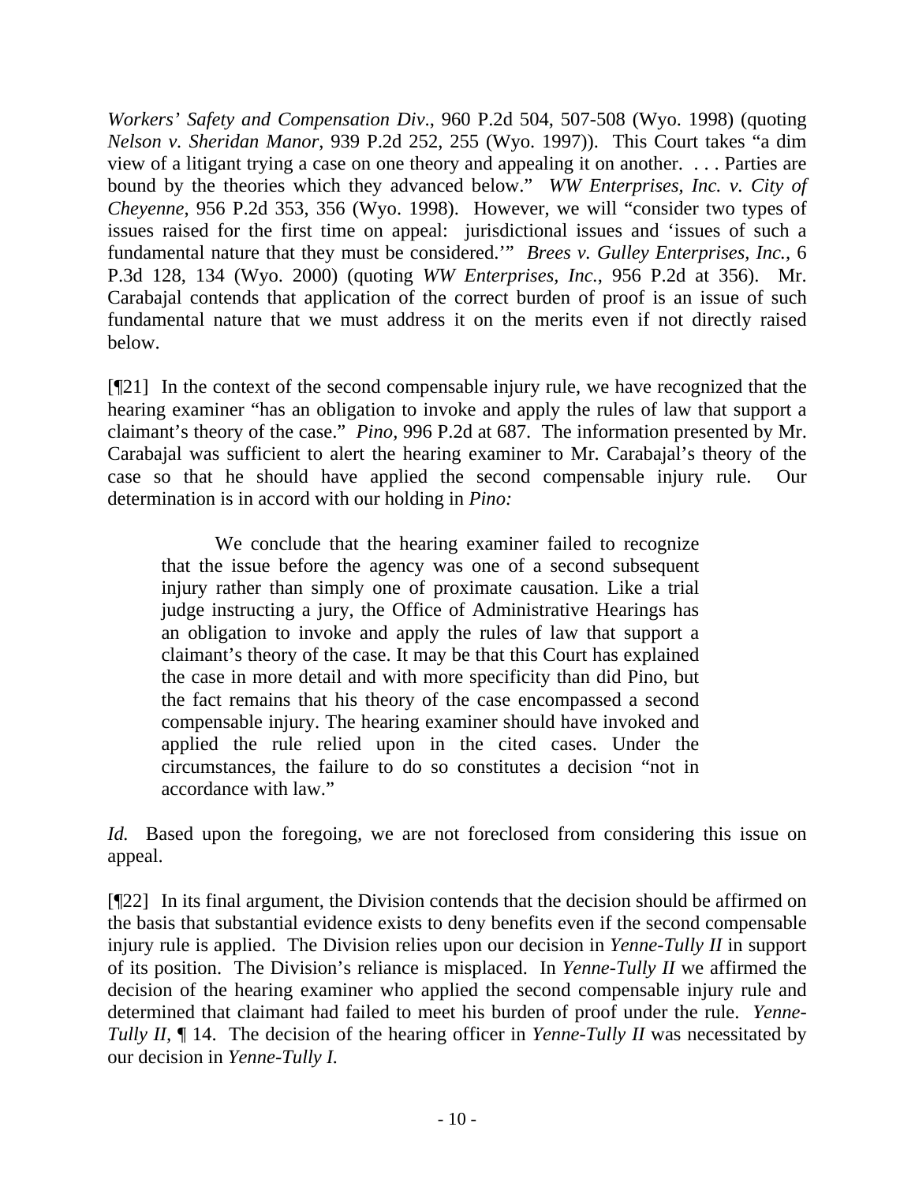*Workers' Safety and Compensation Div*., 960 P.2d 504, 507-508 (Wyo. 1998) (quoting *Nelson v. Sheridan Manor*, 939 P.2d 252, 255 (Wyo. 1997)). This Court takes "a dim view of a litigant trying a case on one theory and appealing it on another. . . . Parties are bound by the theories which they advanced below." *WW Enterprises, Inc. v. City of Cheyenne*, 956 P.2d 353, 356 (Wyo. 1998). However, we will "consider two types of issues raised for the first time on appeal: jurisdictional issues and 'issues of such a fundamental nature that they must be considered.'" *Brees v. Gulley Enterprises, Inc.,* 6 P.3d 128, 134 (Wyo. 2000) (quoting *WW Enterprises, Inc.*, 956 P.2d at 356). Mr. Carabajal contends that application of the correct burden of proof is an issue of such fundamental nature that we must address it on the merits even if not directly raised below.

[¶21] In the context of the second compensable injury rule, we have recognized that the hearing examiner "has an obligation to invoke and apply the rules of law that support a claimant's theory of the case." *Pino,* 996 P.2d at 687. The information presented by Mr. Carabajal was sufficient to alert the hearing examiner to Mr. Carabajal's theory of the case so that he should have applied the second compensable injury rule. Our determination is in accord with our holding in *Pino:*

> We conclude that the hearing examiner failed to recognize that the issue before the agency was one of a second subsequent injury rather than simply one of proximate causation. Like a trial judge instructing a jury, the Office of Administrative Hearings has an obligation to invoke and apply the rules of law that support a claimant's theory of the case. It may be that this Court has explained the case in more detail and with more specificity than did Pino, but the fact remains that his theory of the case encompassed a second compensable injury. The hearing examiner should have invoked and applied the rule relied upon in the cited cases. Under the circumstances, the failure to do so constitutes a decision "not in accordance with law."

*Id.* Based upon the foregoing, we are not foreclosed from considering this issue on appeal.

[¶22] In its final argument, the Division contends that the decision should be affirmed on the basis that substantial evidence exists to deny benefits even if the second compensable injury rule is applied. The Division relies upon our decision in *Yenne-Tully II* in support of its position. The Division's reliance is misplaced. In *Yenne-Tully II* we affirmed the decision of the hearing examiner who applied the second compensable injury rule and determined that claimant had failed to meet his burden of proof under the rule. *Yenne-Tully II,* ¶ 14. The decision of the hearing officer in *Yenne-Tully II* was necessitated by our decision in *Yenne-Tully I.*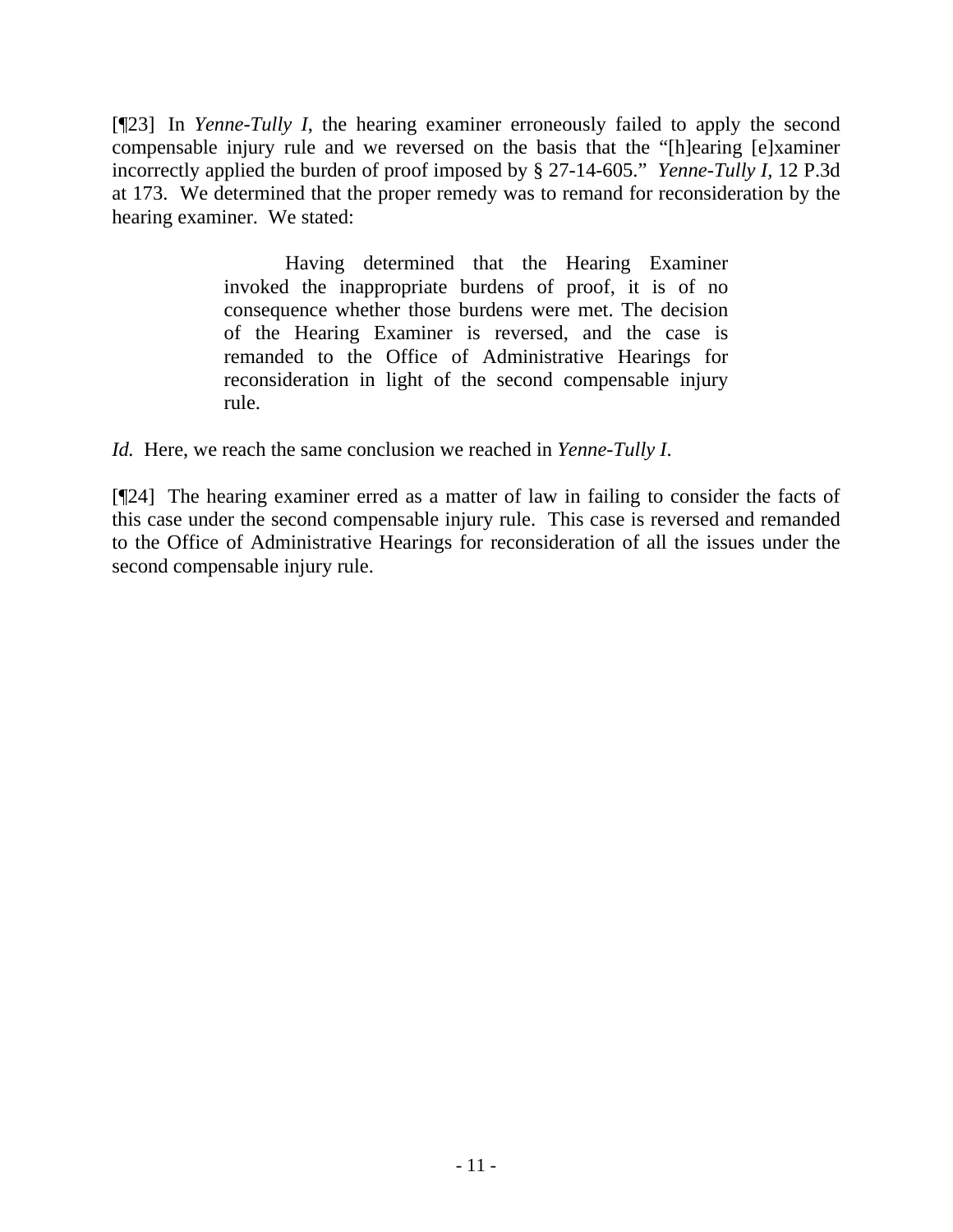[¶23] In *Yenne-Tully I*, the hearing examiner erroneously failed to apply the second compensable injury rule and we reversed on the basis that the "[h]earing [e]xaminer incorrectly applied the burden of proof imposed by § 27-14-605." *Yenne-Tully I*, 12 P.3d at 173. We determined that the proper remedy was to remand for reconsideration by the hearing examiner. We stated:

> Having determined that the Hearing Examiner invoked the inappropriate burdens of proof, it is of no consequence whether those burdens were met. The decision of the Hearing Examiner is reversed, and the case is remanded to the Office of Administrative Hearings for reconsideration in light of the second compensable injury rule.

*Id.* Here, we reach the same conclusion we reached in *Yenne-Tully I*.

[¶24] The hearing examiner erred as a matter of law in failing to consider the facts of this case under the second compensable injury rule. This case is reversed and remanded to the Office of Administrative Hearings for reconsideration of all the issues under the second compensable injury rule.